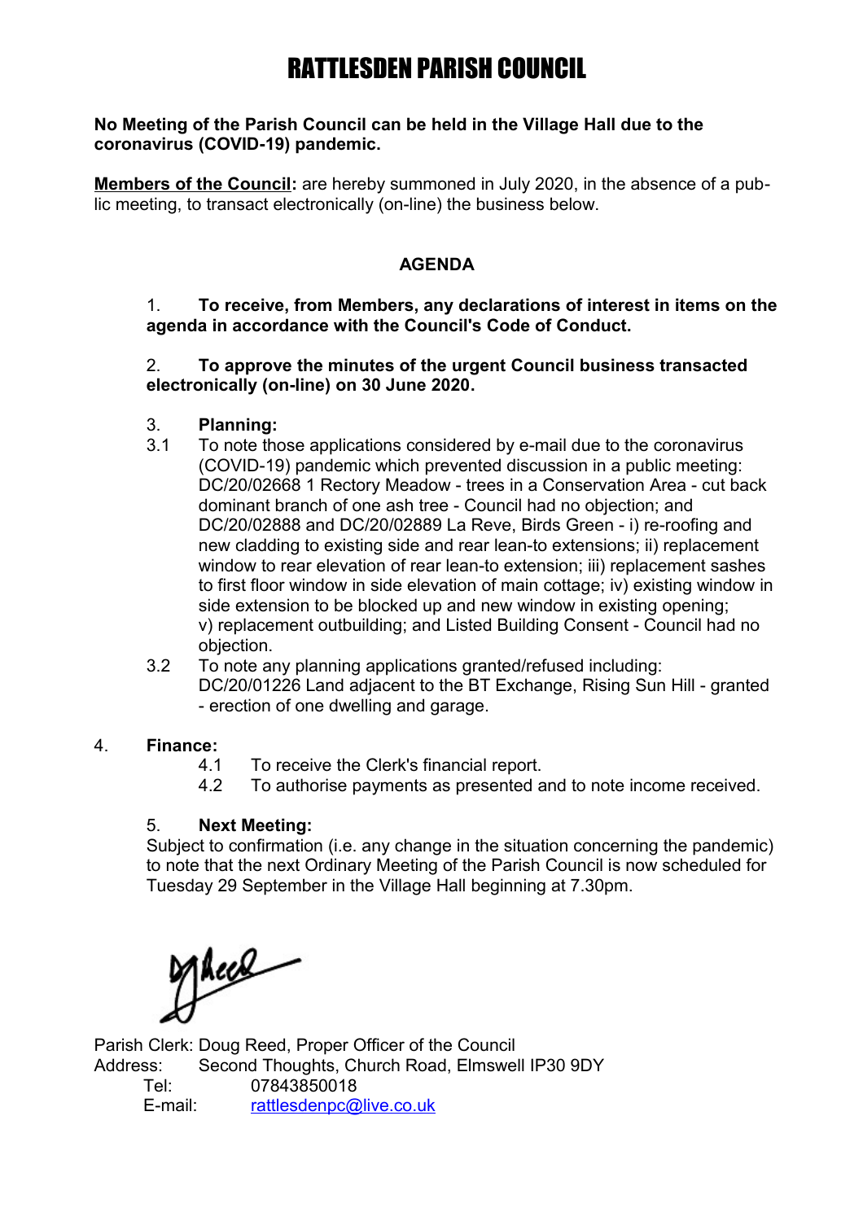# RATTLESDEN PARISH COUNCIL

**No Meeting of the Parish Council can be held in the Village Hall due to the coronavirus (COVID-19) pandemic.**

**Members of the Council:** are hereby summoned in July 2020, in the absence of a public meeting, to transact electronically (on-line) the business below.

## AGENDA

1. **To receive, from Members, any declarations of interest in items on the agenda in accordance with the Council's Code of Conduct.**

2. **To approve the minutes of the urgent Council business transacted electronically (on-line) on 30 June 2020.**

3. **Planning:**

3.1 To note those applications considered by e-mail due to the coronavirus (COVID-19) pandemic which prevented discussion in a public meeting: DC/20/02668 1 Rectory Meadow - trees in a Conservation Area - cut back dominant branch of one ash tree - Council had no objection; and DC/20/02888 and DC/20/02889 La Reve, Birds Green - i) re-roofing and new cladding to existing side and rear lean-to extensions; ii) replacement window to rear elevation of rear lean-to extension; iii) replacement sashes to first floor window in side elevation of main cottage; iv) existing window in side extension to be blocked up and new window in existing opening; v) replacement outbuilding; and Listed Building Consent - Council had no objection.

3.2 To note any planning applications granted/refused including: DC/20/01226 Land adjacent to the BT Exchange, Rising Sun Hill - granted - erection of one dwelling and garage.

4. **Finance:**

4.1 To receive the Clerk's financial report.

4.2 To authorise payments as presented and to note income received.

5. **Next Meeting:**

Subject to confirmation (i.e. any change in the situation concerning the pandemic) to note that the next Ordinary Meeting of the Parish Council is now scheduled for Tuesday 29 September in the Village Hall beginning at 7.30pm.

Parish Clerk: Doug Reed, Proper Officer of the Council
Address: Second Thoughts, Church Road, Elmswell IP30 9DY
Tel: 07843850018
E-mail: rattlesdenpc@live.co.uk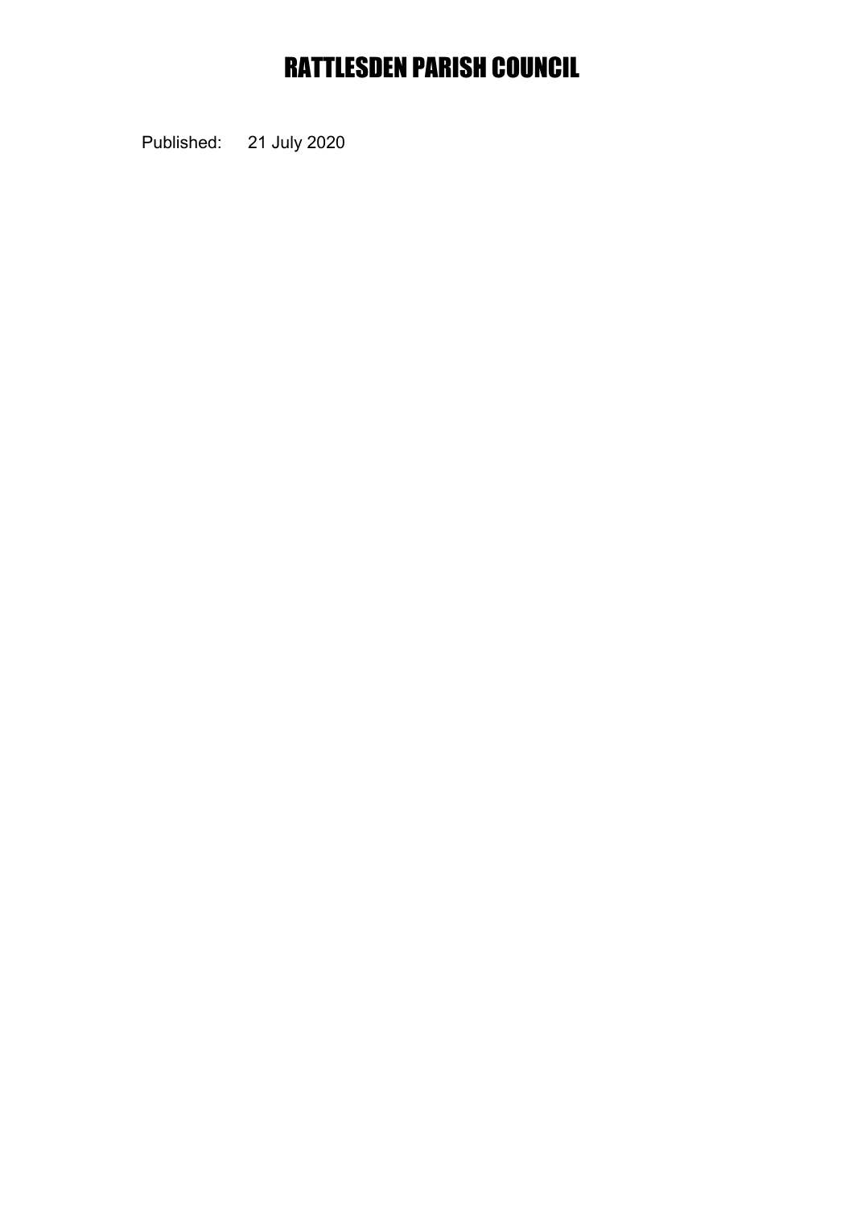# RATTLESDEN PARISH COUNCIL

Published: 21 July 2020